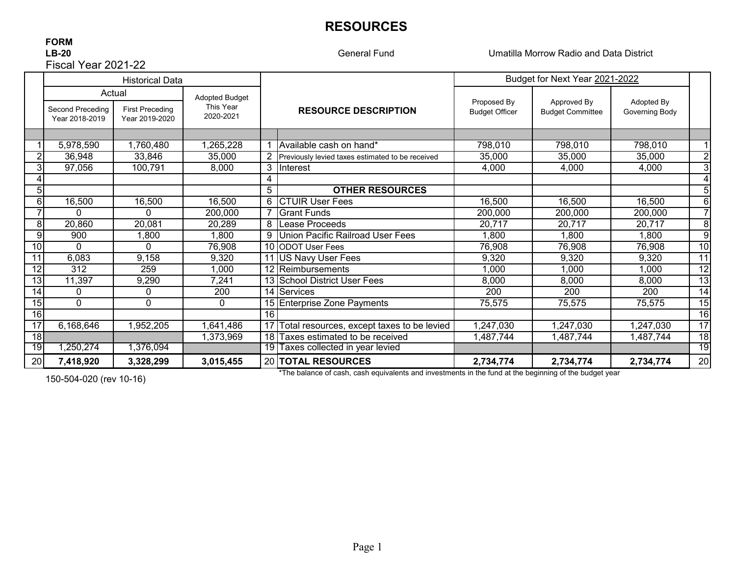# RESOURCES

**FORM**
**LB-20**
Fiscal Year 2021-22

General Fund

Umatilla Morrow Radio and Data District

| | Historical Data | | | | | Budget for Next Year 2021-2022 | | | |
|---|---|---|---|---|---|---|---|---|---|
| | Actual | | Adopted Budget This Year 2020-2021 | | RESOURCE DESCRIPTION | Proposed By Budget Officer | Approved By Budget Committee | Adopted By Governing Body | |
| | Second Preceding Year 2018-2019 | First Preceding Year 2019-2020 | | | | | | | |
| 1 | 5,978,590 | 1,760,480 | 1,265,228 | 1 | Available cash on hand* | 798,010 | 798,010 | 798,010 | 1 |
| 2 | 36,948 | 33,846 | 35,000 | 2 | Previously levied taxes estimated to be received | 35,000 | 35,000 | 35,000 | 2 |
| 3 | 97,056 | 100,791 | 8,000 | 3 | Interest | 4,000 | 4,000 | 4,000 | 3 |
| 4 | | | | 4 | | | | | 4 |
| 5 | | | | 5 | **OTHER RESOURCES** | | | | 5 |
| 6 | 16,500 | 16,500 | 16,500 | 6 | CTUIR User Fees | 16,500 | 16,500 | 16,500 | 6 |
| 7 | 0 | 0 | 200,000 | 7 | Grant Funds | 200,000 | 200,000 | 200,000 | 7 |
| 8 | 20,860 | 20,081 | 20,289 | 8 | Lease Proceeds | 20,717 | 20,717 | 20,717 | 8 |
| 9 | 900 | 1,800 | 1,800 | 9 | Union Pacific Railroad User Fees | 1,800 | 1,800 | 1,800 | 9 |
| 10 | 0 | 0 | 76,908 | 10 | ODOT User Fees | 76,908 | 76,908 | 76,908 | 10 |
| 11 | 6,083 | 9,158 | 9,320 | 11 | US Navy User Fees | 9,320 | 9,320 | 9,320 | 11 |
| 12 | 312 | 259 | 1,000 | 12 | Reimbursements | 1,000 | 1,000 | 1,000 | 12 |
| 13 | 11,397 | 9,290 | 7,241 | 13 | School District User Fees | 8,000 | 8,000 | 8,000 | 13 |
| 14 | 0 | 0 | 200 | 14 | Services | 200 | 200 | 200 | 14 |
| 15 | 0 | 0 | 0 | 15 | Enterprise Zone Payments | 75,575 | 75,575 | 75,575 | 15 |
| 16 | | | | 16 | | | | | 16 |
| 17 | 6,168,646 | 1,952,205 | 1,641,486 | 17 | Total resources, except taxes to be levied | 1,247,030 | 1,247,030 | 1,247,030 | 17 |
| 18 | | | 1,373,969 | 18 | Taxes estimated to be received | 1,487,744 | 1,487,744 | 1,487,744 | 18 |
| 19 | 1,250,274 | 1,376,094 | | 19 | Taxes collected in year levied | | | | 19 |
| 20 | **7,418,920** | **3,328,299** | **3,015,455** | 20 | **TOTAL RESOURCES** | **2,734,774** | **2,734,774** | **2,734,774** | 20 |

*The balance of cash, cash equivalents and investments in the fund at the beginning of the budget year

150-504-020 (rev 10-16)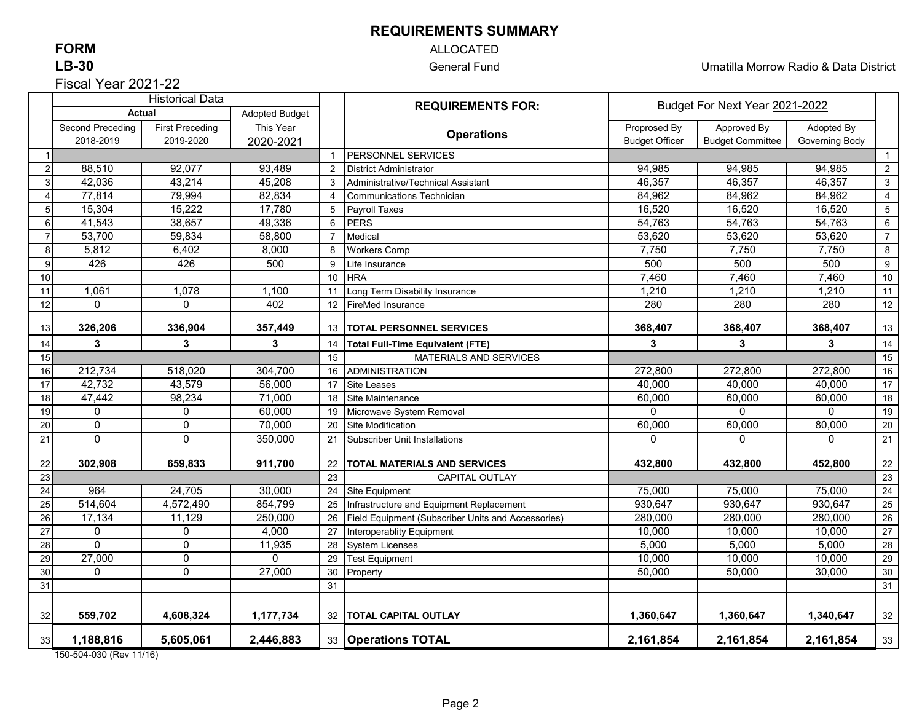# REQUIREMENTS SUMMARY

**FORM**
**LB-30**

ALLOCATED

General Fund

Umatilla Morrow Radio & Data District

Fiscal Year 2021-22

| | Historical Data | | | | REQUIREMENTS FOR: | Budget For Next Year 2021-2022 | | | |
|---|---|---|---|---|---|---|---|---|---|
| | Actual | | Adopted Budget | | | | | | |
| | Second Preceding 2018-2019 | First Preceding 2019-2020 | This Year 2020-2021 | | Operations | Proprosed By Budget Officer | Approved By Budget Committee | Adopted By Governing Body | |
| 1 | | | | 1 | PERSONNEL SERVICES | | | | 1 |
| 2 | 88,510 | 92,077 | 93,489 | 2 | District Administrator | 94,985 | 94,985 | 94,985 | 2 |
| 3 | 42,036 | 43,214 | 45,208 | 3 | Administrative/Technical Assistant | 46,357 | 46,357 | 46,357 | 3 |
| 4 | 77,814 | 79,994 | 82,834 | 4 | Communications Technician | 84,962 | 84,962 | 84,962 | 4 |
| 5 | 15,304 | 15,222 | 17,780 | 5 | Payroll Taxes | 16,520 | 16,520 | 16,520 | 5 |
| 6 | 41,543 | 38,657 | 49,336 | 6 | PERS | 54,763 | 54,763 | 54,763 | 6 |
| 7 | 53,700 | 59,834 | 58,800 | 7 | Medical | 53,620 | 53,620 | 53,620 | 7 |
| 8 | 5,812 | 6,402 | 8,000 | 8 | Workers Comp | 7,750 | 7,750 | 7,750 | 8 |
| 9 | 426 | 426 | 500 | 9 | Life Insurance | 500 | 500 | 500 | 9 |
| 10 | | | | 10 | HRA | 7,460 | 7,460 | 7,460 | 10 |
| 11 | 1,061 | 1,078 | 1,100 | 11 | Long Term Disability Insurance | 1,210 | 1,210 | 1,210 | 11 |
| 12 | 0 | 0 | 402 | 12 | FireMed Insurance | 280 | 280 | 280 | 12 |
| 13 | **326,206** | **336,904** | **357,449** | 13 | **TOTAL PERSONNEL SERVICES** | **368,407** | **368,407** | **368,407** | 13 |
| 14 | **3** | **3** | **3** | 14 | **Total Full-Time Equivalent (FTE)** | **3** | **3** | **3** | 14 |
| 15 | | | | 15 | MATERIALS AND SERVICES | | | | 15 |
| 16 | 212,734 | 518,020 | 304,700 | 16 | ADMINISTRATION | 272,800 | 272,800 | 272,800 | 16 |
| 17 | 42,732 | 43,579 | 56,000 | 17 | Site Leases | 40,000 | 40,000 | 40,000 | 17 |
| 18 | 47,442 | 98,234 | 71,000 | 18 | Site Maintenance | 60,000 | 60,000 | 60,000 | 18 |
| 19 | 0 | 0 | 60,000 | 19 | Microwave System Removal | 0 | 0 | 0 | 19 |
| 20 | 0 | 0 | 70,000 | 20 | Site Modification | 60,000 | 60,000 | 80,000 | 20 |
| 21 | 0 | 0 | 350,000 | 21 | Subscriber Unit Installations | 0 | 0 | 0 | 21 |
| 22 | **302,908** | **659,833** | **911,700** | 22 | **TOTAL MATERIALS AND SERVICES** | **432,800** | **432,800** | **452,800** | 22 |
| 23 | | | | 23 | CAPITAL OUTLAY | | | | 23 |
| 24 | 964 | 24,705 | 30,000 | 24 | Site Equipment | 75,000 | 75,000 | 75,000 | 24 |
| 25 | 514,604 | 4,572,490 | 854,799 | 25 | Infrastructure and Equipment Replacement | 930,647 | 930,647 | 930,647 | 25 |
| 26 | 17,134 | 11,129 | 250,000 | 26 | Field Equipment (Subscriber Units and Accessories) | 280,000 | 280,000 | 280,000 | 26 |
| 27 | 0 | 0 | 4,000 | 27 | Interoperablity Equipment | 10,000 | 10,000 | 10,000 | 27 |
| 28 | 0 | 0 | 11,935 | 28 | System Licenses | 5,000 | 5,000 | 5,000 | 28 |
| 29 | 27,000 | 0 | 0 | 29 | Test Equipment | 10,000 | 10,000 | 10,000 | 29 |
| 30 | 0 | 0 | 27,000 | 30 | Property | 50,000 | 50,000 | 30,000 | 30 |
| 31 | | | | 31 | | | | | 31 |
| 32 | **559,702** | **4,608,324** | **1,177,734** | 32 | **TOTAL CAPITAL OUTLAY** | **1,360,647** | **1,360,647** | **1,340,647** | 32 |
| 33 | **1,188,816** | **5,605,061** | **2,446,883** | 33 | **Operations TOTAL** | **2,161,854** | **2,161,854** | **2,161,854** | 33 |

150-504-030 (Rev 11/16)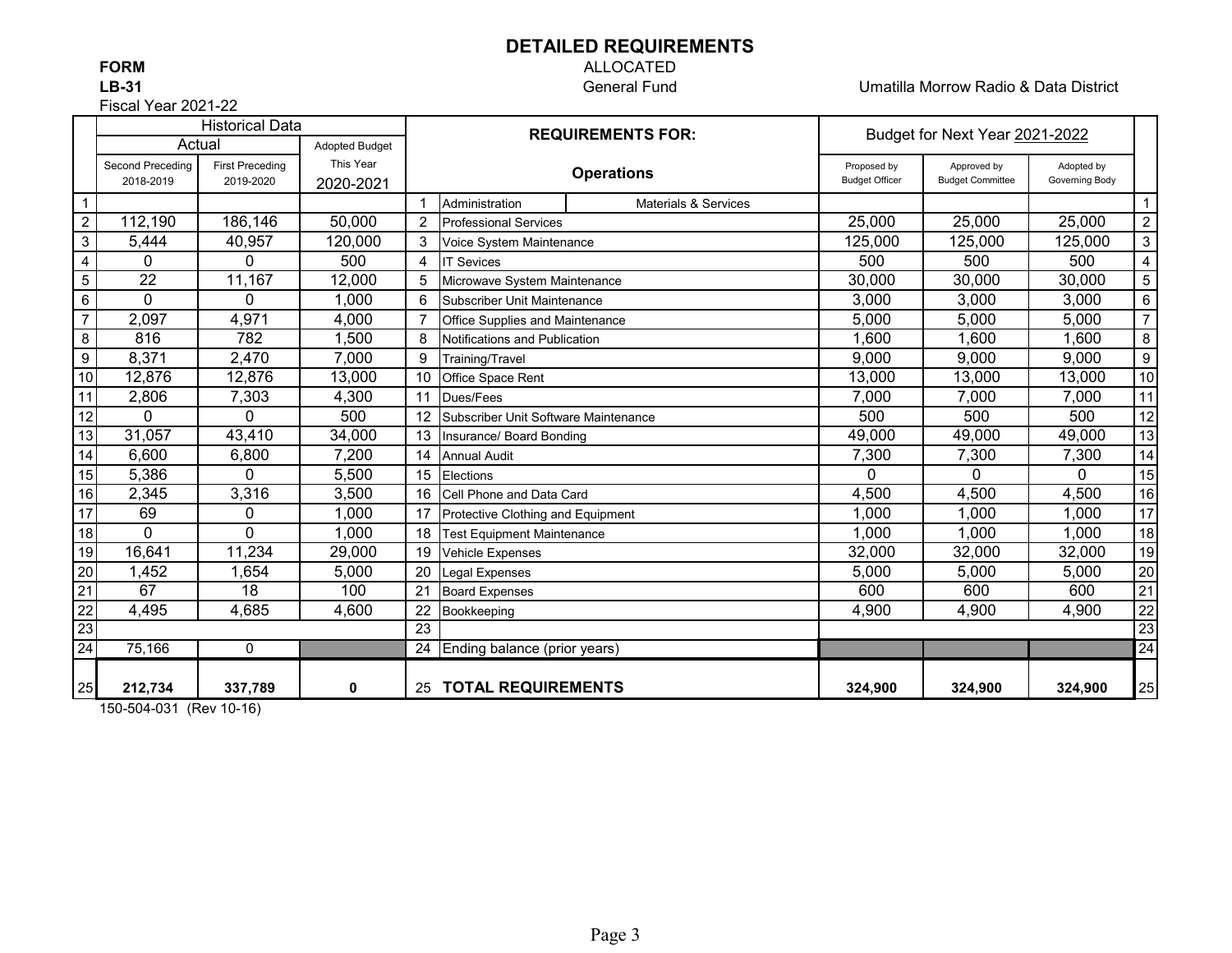# DETAILED REQUIREMENTS

**FORM**
**LB-31**
Fiscal Year 2021-22

ALLOCATED
General Fund

Umatilla Morrow Radio & Data District

| | Historical Data | | | | REQUIREMENTS FOR: | | Budget for Next Year 2021-2022 | | | |
|---|---|---|---|---|---|---|---|---|---|---|
| | Actual | | Adopted Budget | | | | | | | |
| | Second Preceding 2018-2019 | First Preceding 2019-2020 | This Year 2020-2021 | | Operations | | Proposed by Budget Officer | Approved by Budget Committee | Adopted by Governing Body | |
| 1 | | | | 1 | Administration | Materials & Services | | | | 1 |
| 2 | 112,190 | 186,146 | 50,000 | 2 | Professional Services | | 25,000 | 25,000 | 25,000 | 2 |
| 3 | 5,444 | 40,957 | 120,000 | 3 | Voice System Maintenance | | 125,000 | 125,000 | 125,000 | 3 |
| 4 | 0 | 0 | 500 | 4 | IT Sevices | | 500 | 500 | 500 | 4 |
| 5 | 22 | 11,167 | 12,000 | 5 | Microwave System Maintenance | | 30,000 | 30,000 | 30,000 | 5 |
| 6 | 0 | 0 | 1,000 | 6 | Subscriber Unit Maintenance | | 3,000 | 3,000 | 3,000 | 6 |
| 7 | 2,097 | 4,971 | 4,000 | 7 | Office Supplies and Maintenance | | 5,000 | 5,000 | 5,000 | 7 |
| 8 | 816 | 782 | 1,500 | 8 | Notifications and Publication | | 1,600 | 1,600 | 1,600 | 8 |
| 9 | 8,371 | 2,470 | 7,000 | 9 | Training/Travel | | 9,000 | 9,000 | 9,000 | 9 |
| 10 | 12,876 | 12,876 | 13,000 | 10 | Office Space Rent | | 13,000 | 13,000 | 13,000 | 10 |
| 11 | 2,806 | 7,303 | 4,300 | 11 | Dues/Fees | | 7,000 | 7,000 | 7,000 | 11 |
| 12 | 0 | 0 | 500 | 12 | Subscriber Unit Software Maintenance | | 500 | 500 | 500 | 12 |
| 13 | 31,057 | 43,410 | 34,000 | 13 | Insurance/ Board Bonding | | 49,000 | 49,000 | 49,000 | 13 |
| 14 | 6,600 | 6,800 | 7,200 | 14 | Annual Audit | | 7,300 | 7,300 | 7,300 | 14 |
| 15 | 5,386 | 0 | 5,500 | 15 | Elections | | 0 | 0 | 0 | 15 |
| 16 | 2,345 | 3,316 | 3,500 | 16 | Cell Phone and Data Card | | 4,500 | 4,500 | 4,500 | 16 |
| 17 | 69 | 0 | 1,000 | 17 | Protective Clothing and Equipment | | 1,000 | 1,000 | 1,000 | 17 |
| 18 | 0 | 0 | 1,000 | 18 | Test Equipment Maintenance | | 1,000 | 1,000 | 1,000 | 18 |
| 19 | 16,641 | 11,234 | 29,000 | 19 | Vehicle Expenses | | 32,000 | 32,000 | 32,000 | 19 |
| 20 | 1,452 | 1,654 | 5,000 | 20 | Legal Expenses | | 5,000 | 5,000 | 5,000 | 20 |
| 21 | 67 | 18 | 100 | 21 | Board Expenses | | 600 | 600 | 600 | 21 |
| 22 | 4,495 | 4,685 | 4,600 | 22 | Bookkeeping | | 4,900 | 4,900 | 4,900 | 22 |
| 23 | | | | 23 | | | | | | 23 |
| 24 | 75,166 | 0 | | 24 | Ending balance (prior years) | | | | | 24 |
| 25 | **212,734** | **337,789** | **0** | 25 | **TOTAL REQUIREMENTS** | | **324,900** | **324,900** | **324,900** | 25 |

150-504-031 (Rev 10-16)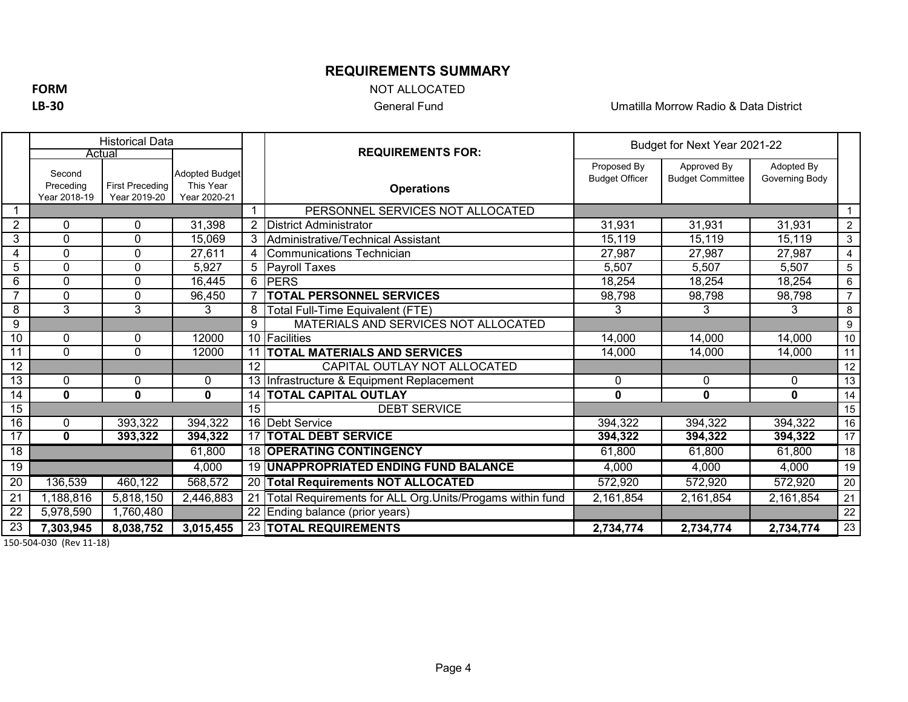# REQUIREMENTS SUMMARY

**FORM**
**LB-30**

NOT ALLOCATED

General Fund

Umatilla Morrow Radio & Data District

| | Historical Data | | | | REQUIREMENTS FOR: | Budget for Next Year 2021-22 | | | |
|---|---|---|---|---|---|---|---|---|---|
| | Actual | | | | | | | | |
| | Second Preceding Year 2018-19 | First Preceding Year 2019-20 | Adopted Budget This Year Year 2020-21 | | Operations | Proposed By Budget Officer | Approved By Budget Committee | Adopted By Governing Body | |
| 1 | | | | 1 | PERSONNEL SERVICES NOT ALLOCATED | | | | 1 |
| 2 | 0 | 0 | 31,398 | 2 | District Administrator | 31,931 | 31,931 | 31,931 | 2 |
| 3 | 0 | 0 | 15,069 | 3 | Administrative/Technical Assistant | 15,119 | 15,119 | 15,119 | 3 |
| 4 | 0 | 0 | 27,611 | 4 | Communications Technician | 27,987 | 27,987 | 27,987 | 4 |
| 5 | 0 | 0 | 5,927 | 5 | Payroll Taxes | 5,507 | 5,507 | 5,507 | 5 |
| 6 | 0 | 0 | 16,445 | 6 | PERS | 18,254 | 18,254 | 18,254 | 6 |
| 7 | 0 | 0 | 96,450 | 7 | **TOTAL PERSONNEL SERVICES** | 98,798 | 98,798 | 98,798 | 7 |
| 8 | 3 | 3 | 3 | 8 | Total Full-Time Equivalent (FTE) | 3 | 3 | 3 | 8 |
| 9 | | | | 9 | MATERIALS AND SERVICES NOT ALLOCATED | | | | 9 |
| 10 | 0 | 0 | 12000 | 10 | Facilities | 14,000 | 14,000 | 14,000 | 10 |
| 11 | 0 | 0 | 12000 | 11 | **TOTAL MATERIALS AND SERVICES** | 14,000 | 14,000 | 14,000 | 11 |
| 12 | | | | 12 | CAPITAL OUTLAY NOT ALLOCATED | | | | 12 |
| 13 | 0 | 0 | 0 | 13 | Infrastructure & Equipment Replacement | 0 | 0 | 0 | 13 |
| 14 | **0** | **0** | **0** | 14 | **TOTAL CAPITAL OUTLAY** | **0** | **0** | **0** | 14 |
| 15 | | | | 15 | DEBT SERVICE | | | | 15 |
| 16 | 0 | 393,322 | 394,322 | 16 | Debt Service | 394,322 | 394,322 | 394,322 | 16 |
| 17 | **0** | **393,322** | **394,322** | 17 | **TOTAL DEBT SERVICE** | **394,322** | **394,322** | **394,322** | 17 |
| 18 | | | 61,800 | 18 | **OPERATING CONTINGENCY** | 61,800 | 61,800 | 61,800 | 18 |
| 19 | | | 4,000 | 19 | **UNAPPROPRIATED ENDING FUND BALANCE** | 4,000 | 4,000 | 4,000 | 19 |
| 20 | 136,539 | 460,122 | 568,572 | 20 | **Total Requirements NOT ALLOCATED** | 572,920 | 572,920 | 572,920 | 20 |
| 21 | 1,188,816 | 5,818,150 | 2,446,883 | 21 | Total Requirements for ALL Org.Units/Progams within fund | 2,161,854 | 2,161,854 | 2,161,854 | 21 |
| 22 | 5,978,590 | 1,760,480 | | 22 | Ending balance (prior years) | | | | 22 |
| 23 | **7,303,945** | **8,038,752** | **3,015,455** | 23 | **TOTAL REQUIREMENTS** | **2,734,774** | **2,734,774** | **2,734,774** | 23 |

150-504-030 (Rev 11-18)